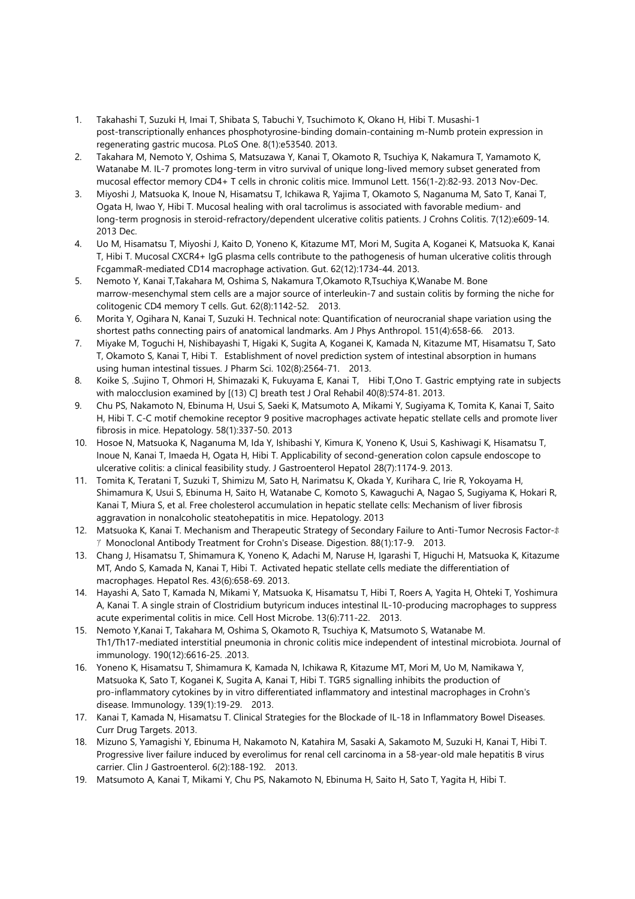1. Takahashi T, Suzuki H, Imai T, Shibata S, Tabuchi Y, Tsuchimoto K, Okano H, Hibi T. Musashi-1 post-transcriptionally enhances phosphotyrosine-binding domain-containing m-Numb protein expression in regenerating gastric mucosa. PLoS One. 8(1):e53540. 2013.
2. Takahara M, Nemoto Y, Oshima S, Matsuzawa Y, Kanai T, Okamoto R, Tsuchiya K, Nakamura T, Yamamoto K, Watanabe M. IL-7 promotes long-term in vitro survival of unique long-lived memory subset generated from mucosal effector memory CD4+ T cells in chronic colitis mice. Immunol Lett. 156(1-2):82-93. 2013 Nov-Dec.
3. Miyoshi J, Matsuoka K, Inoue N, Hisamatsu T, Ichikawa R, Yajima T, Okamoto S, Naganuma M, Sato T, Kanai T, Ogata H, Iwao Y, Hibi T. Mucosal healing with oral tacrolimus is associated with favorable medium- and long-term prognosis in steroid-refractory/dependent ulcerative colitis patients. J Crohns Colitis. 7(12):e609-14. 2013 Dec.
4. Uo M, Hisamatsu T, Miyoshi J, Kaito D, Yoneno K, Kitazume MT, Mori M, Sugita A, Koganei K, Matsuoka K, Kanai T, Hibi T. Mucosal CXCR4+ IgG plasma cells contribute to the pathogenesis of human ulcerative colitis through FcgammaR-mediated CD14 macrophage activation. Gut. 62(12):1734-44. 2013.
5. Nemoto Y, Kanai T,Takahara M, Oshima S, Nakamura T,Okamoto R,Tsuchiya K,Wanabe M. Bone marrow-mesenchymal stem cells are a major source of interleukin-7 and sustain colitis by forming the niche for colitogenic CD4 memory T cells. Gut. 62(8):1142-52. 2013.
6. Morita Y, Ogihara N, Kanai T, Suzuki H. Technical note: Quantification of neurocranial shape variation using the shortest paths connecting pairs of anatomical landmarks. Am J Phys Anthropol. 151(4):658-66. 2013.
7. Miyake M, Toguchi H, Nishibayashi T, Higaki K, Sugita A, Koganei K, Kamada N, Kitazume MT, Hisamatsu T, Sato T, Okamoto S, Kanai T, Hibi T. Establishment of novel prediction system of intestinal absorption in humans using human intestinal tissues. J Pharm Sci. 102(8):2564-71. 2013.
8. Koike S, .Sujino T, Ohmori H, Shimazaki K, Fukuyama E, Kanai T, Hibi T,Ono T. Gastric emptying rate in subjects with malocclusion examined by [(13) C] breath test J Oral Rehabil 40(8):574-81. 2013.
9. Chu PS, Nakamoto N, Ebinuma H, Usui S, Saeki K, Matsumoto A, Mikami Y, Sugiyama K, Tomita K, Kanai T, Saito H, Hibi T. C-C motif chemokine receptor 9 positive macrophages activate hepatic stellate cells and promote liver fibrosis in mice. Hepatology. 58(1):337-50. 2013
10. Hosoe N, Matsuoka K, Naganuma M, Ida Y, Ishibashi Y, Kimura K, Yoneno K, Usui S, Kashiwagi K, Hisamatsu T, Inoue N, Kanai T, Imaeda H, Ogata H, Hibi T. Applicability of second-generation colon capsule endoscope to ulcerative colitis: a clinical feasibility study. J Gastroenterol Hepatol 28(7):1174-9. 2013.
11. Tomita K, Teratani T, Suzuki T, Shimizu M, Sato H, Narimatsu K, Okada Y, Kurihara C, Irie R, Yokoyama H, Shimamura K, Usui S, Ebinuma H, Saito H, Watanabe C, Komoto S, Kawaguchi A, Nagao S, Sugiyama K, Hokari R, Kanai T, Miura S, et al. Free cholesterol accumulation in hepatic stellate cells: Mechanism of liver fibrosis aggravation in nonalcoholic steatohepatitis in mice. Hepatology. 2013
12. Matsuoka K, Kanai T. Mechanism and Therapeutic Strategy of Secondary Failure to Anti-Tumor Necrosis Factor-ホア Monoclonal Antibody Treatment for Crohn's Disease. Digestion. 88(1):17-9. 2013.
13. Chang J, Hisamatsu T, Shimamura K, Yoneno K, Adachi M, Naruse H, Igarashi T, Higuchi H, Matsuoka K, Kitazume MT, Ando S, Kamada N, Kanai T, Hibi T. Activated hepatic stellate cells mediate the differentiation of macrophages. Hepatol Res. 43(6):658-69. 2013.
14. Hayashi A, Sato T, Kamada N, Mikami Y, Matsuoka K, Hisamatsu T, Hibi T, Roers A, Yagita H, Ohteki T, Yoshimura A, Kanai T. A single strain of Clostridium butyricum induces intestinal IL-10-producing macrophages to suppress acute experimental colitis in mice. Cell Host Microbe. 13(6):711-22. 2013.
15. Nemoto Y,Kanai T, Takahara M, Oshima S, Okamoto R, Tsuchiya K, Matsumoto S, Watanabe M. Th1/Th17-mediated interstitial pneumonia in chronic colitis mice independent of intestinal microbiota. Journal of immunology. 190(12):6616-25. .2013.
16. Yoneno K, Hisamatsu T, Shimamura K, Kamada N, Ichikawa R, Kitazume MT, Mori M, Uo M, Namikawa Y, Matsuoka K, Sato T, Koganei K, Sugita A, Kanai T, Hibi T. TGR5 signalling inhibits the production of pro-inflammatory cytokines by in vitro differentiated inflammatory and intestinal macrophages in Crohn's disease. Immunology. 139(1):19-29. 2013.
17. Kanai T, Kamada N, Hisamatsu T. Clinical Strategies for the Blockade of IL-18 in Inflammatory Bowel Diseases. Curr Drug Targets. 2013.
18. Mizuno S, Yamagishi Y, Ebinuma H, Nakamoto N, Katahira M, Sasaki A, Sakamoto M, Suzuki H, Kanai T, Hibi T. Progressive liver failure induced by everolimus for renal cell carcinoma in a 58-year-old male hepatitis B virus carrier. Clin J Gastroenterol. 6(2):188-192. 2013.
19. Matsumoto A, Kanai T, Mikami Y, Chu PS, Nakamoto N, Ebinuma H, Saito H, Sato T, Yagita H, Hibi T.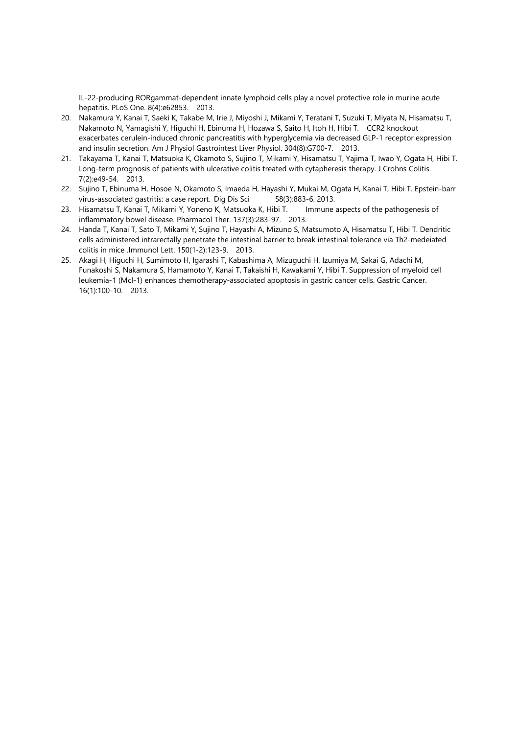IL-22-producing RORgammat-dependent innate lymphoid cells play a novel protective role in murine acute hepatitis. PLoS One. 8(4):e62853. 2013.

20. Nakamura Y, Kanai T, Saeki K, Takabe M, Irie J, Miyoshi J, Mikami Y, Teratani T, Suzuki T, Miyata N, Hisamatsu T, Nakamoto N, Yamagishi Y, Higuchi H, Ebinuma H, Hozawa S, Saito H, Itoh H, Hibi T. CCR2 knockout exacerbates cerulein-induced chronic pancreatitis with hyperglycemia via decreased GLP-1 receptor expression and insulin secretion. Am J Physiol Gastrointest Liver Physiol. 304(8):G700-7. 2013.
21. Takayama T, Kanai T, Matsuoka K, Okamoto S, Sujino T, Mikami Y, Hisamatsu T, Yajima T, Iwao Y, Ogata H, Hibi T. Long-term prognosis of patients with ulcerative colitis treated with cytapheresis therapy. J Crohns Colitis. 7(2):e49-54. 2013.
22. Sujino T, Ebinuma H, Hosoe N, Okamoto S, Imaeda H, Hayashi Y, Mukai M, Ogata H, Kanai T, Hibi T. Epstein-barr virus-associated gastritis: a case report. Dig Dis Sci 58(3):883-6. 2013.
23. Hisamatsu T, Kanai T, Mikami Y, Yoneno K, Matsuoka K, Hibi T. Immune aspects of the pathogenesis of inflammatory bowel disease. Pharmacol Ther. 137(3):283-97. 2013.
24. Handa T, Kanai T, Sato T, Mikami Y, Sujino T, Hayashi A, Mizuno S, Matsumoto A, Hisamatsu T, Hibi T. Dendritic cells administered intrarectally penetrate the intestinal barrier to break intestinal tolerance via Th2-medeiated colitis in mice .Immunol Lett. 150(1-2):123-9. 2013.
25. Akagi H, Higuchi H, Sumimoto H, Igarashi T, Kabashima A, Mizuguchi H, Izumiya M, Sakai G, Adachi M, Funakoshi S, Nakamura S, Hamamoto Y, Kanai T, Takaishi H, Kawakami Y, Hibi T. Suppression of myeloid cell leukemia-1 (Mcl-1) enhances chemotherapy-associated apoptosis in gastric cancer cells. Gastric Cancer. 16(1):100-10. 2013.